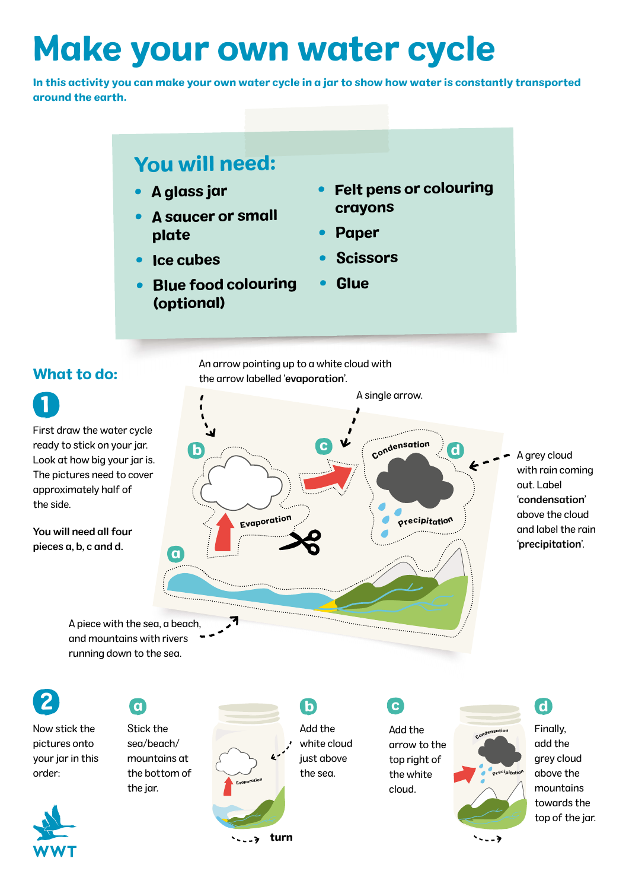# Make your own water cycle

**In this activity you can make your own water cycle in a jar to show how water is constantly transported around the earth.**

## You will need:

- **A glass jar**
- **A saucer or small plate**
- **Ice cubes**
- **Blue food colouring (optional)**
- **Felt pens or colouring crayons**
- **Paper**
- **Scissors**
- **Glue**

## What to do:

**1**

First draw the water cycle ready to stick on your jar. Look at how big your jar is. The pictures need to cover approximately half of the side.

**You will need all four pieces a, b, c and d.**

An arrow pointing up to a white cloud with the arrow labelled '**evaporation**'.

A single arrow.

A grey cloud with rain coming out. Label '**condensation**' above the cloud and label the rain '**precipitation**'.

A piece with the sea, a beach, and mountains with rivers running down to the sea.

b

c

Condensation

d

Evaporation

Precipitation

a

**2**

Now stick the pictures onto your jar in this order:

**a** Stick the sea/beach/mountains at the bottom of the jar.

**b** Add the white cloud just above the sea.

turn

**c** Add the arrow to the top right of the white cloud.

**d** Finally, add the grey cloud above the mountains towards the top of the jar.

WWT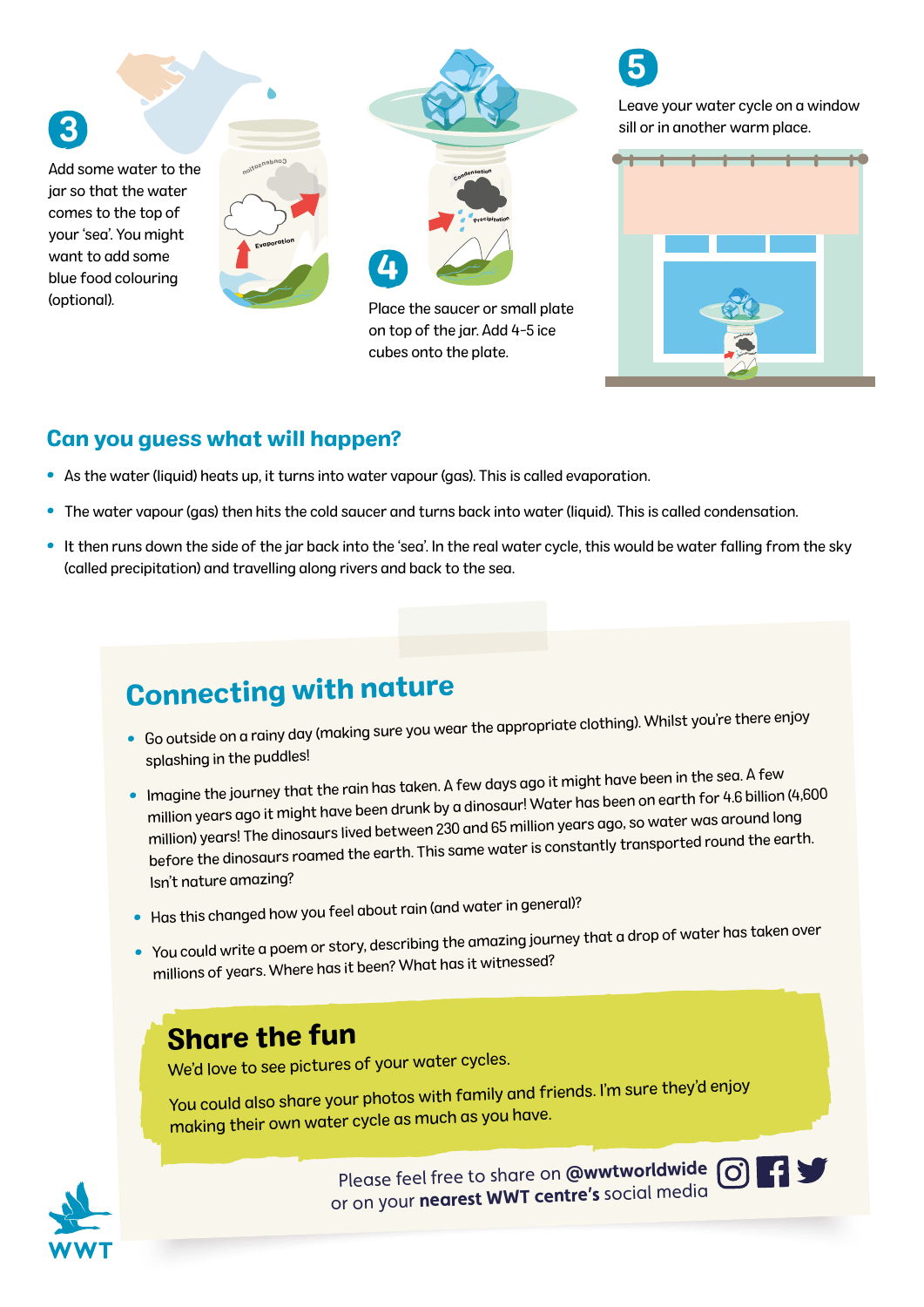3

Add some water to the jar so that the water comes to the top of your 'sea'. You might want to add some blue food colouring (optional).

4

Place the saucer or small plate on top of the jar. Add 4-5 ice cubes onto the plate.

5

Leave your water cycle on a window sill or in another warm place.

## Can you guess what will happen?

- As the water (liquid) heats up, it turns into water vapour (gas). This is called evaporation.
- The water vapour (gas) then hits the cold saucer and turns back into water (liquid). This is called condensation.
- It then runs down the side of the jar back into the 'sea'. In the real water cycle, this would be water falling from the sky (called precipitation) and travelling along rivers and back to the sea.

## Connecting with nature

- Go outside on a rainy day (making sure you wear the appropriate clothing). Whilst you're there enjoy splashing in the puddles!
- Imagine the journey that the rain has taken. A few days ago it might have been in the sea. A few million years ago it might have been drunk by a dinosaur! Water has been on earth for 4.6 billion (4,600 million) years! The dinosaurs lived between 230 and 65 million years ago, so water was around long before the dinosaurs roamed the earth. This same water is constantly transported round the earth. Isn't nature amazing?
- Has this changed how you feel about rain (and water in general)?
- You could write a poem or story, describing the amazing journey that a drop of water has taken over millions of years. Where has it been? What has it witnessed?

## Share the fun

We'd love to see pictures of your water cycles.

You could also share your photos with family and friends. I'm sure they'd enjoy making their own water cycle as much as you have.

Please feel free to share on **@wwtworldwide** or on your **nearest WWT centre's** social media

WWT